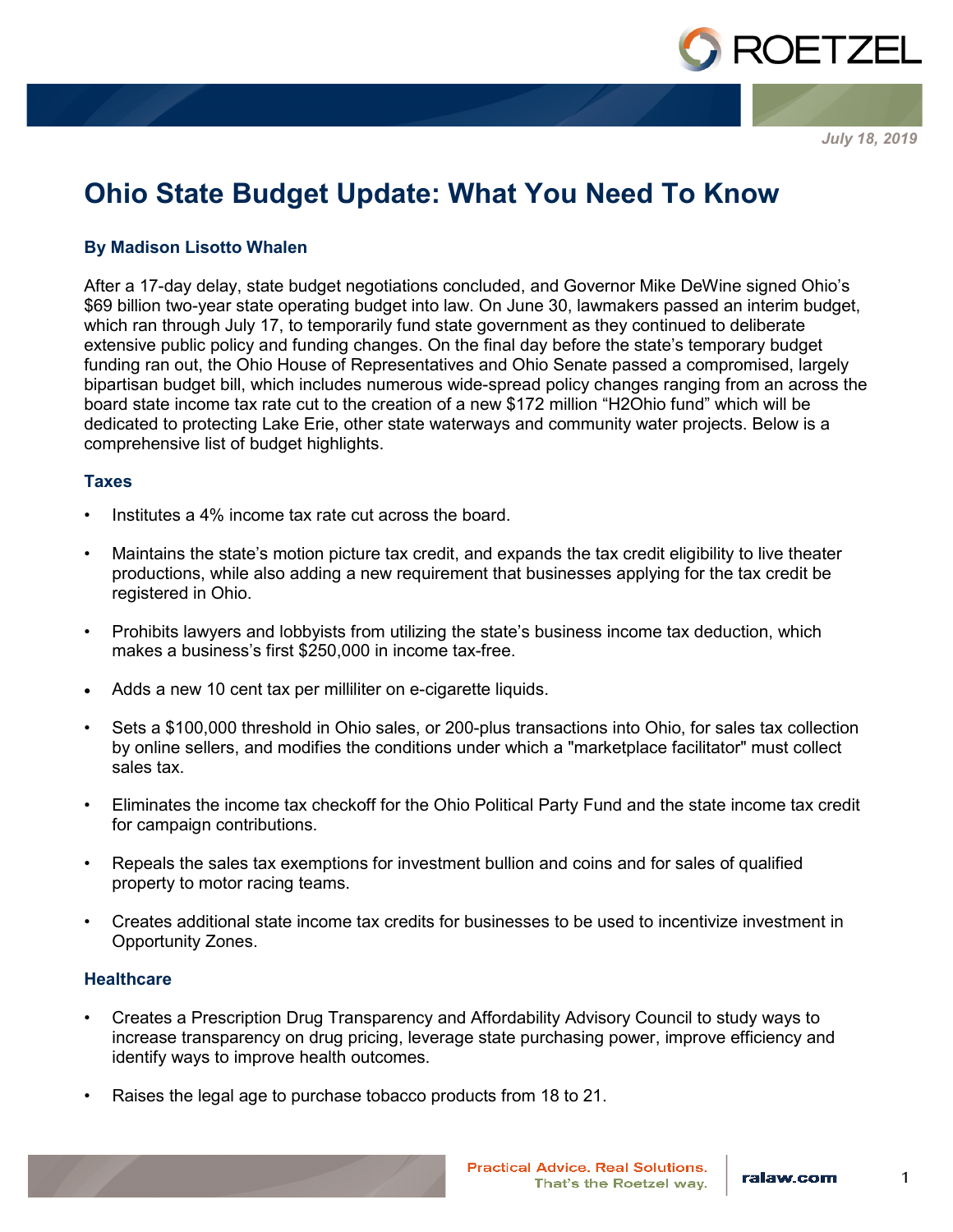July 18, 2019

# Ohio State Budget Update: What You Need To Know

**By Madison Lisotto Whalen**

After a 17-day delay, state budget negotiations concluded, and Governor Mike DeWine signed Ohio's $69 billion two-year state operating budget into law. On June 30, lawmakers passed an interim budget, which ran through July 17, to temporarily fund state government as they continued to deliberate extensive public policy and funding changes. On the final day before the state's temporary budget funding ran out, the Ohio House of Representatives and Ohio Senate passed a compromised, largely bipartisan budget bill, which includes numerous wide-spread policy changes ranging from an across the board state income tax rate cut to the creation of a new $172 million "H2Ohio fund" which will be dedicated to protecting Lake Erie, other state waterways and community water projects. Below is a comprehensive list of budget highlights.

### Taxes

- Institutes a 4% income tax rate cut across the board.
- Maintains the state's motion picture tax credit, and expands the tax credit eligibility to live theater productions, while also adding a new requirement that businesses applying for the tax credit be registered in Ohio.
- Prohibits lawyers and lobbyists from utilizing the state's business income tax deduction, which makes a business's first $250,000 in income tax-free.
- Adds a new 10 cent tax per milliliter on e-cigarette liquids.
- Sets a $100,000 threshold in Ohio sales, or 200-plus transactions into Ohio, for sales tax collection by online sellers, and modifies the conditions under which a "marketplace facilitator" must collect sales tax.
- Eliminates the income tax checkoff for the Ohio Political Party Fund and the state income tax credit for campaign contributions.
- Repeals the sales tax exemptions for investment bullion and coins and for sales of qualified property to motor racing teams.
- Creates additional state income tax credits for businesses to be used to incentivize investment in Opportunity Zones.

### Healthcare

- Creates a Prescription Drug Transparency and Affordability Advisory Council to study ways to increase transparency on drug pricing, leverage state purchasing power, improve efficiency and identify ways to improve health outcomes.
- Raises the legal age to purchase tobacco products from 18 to 21.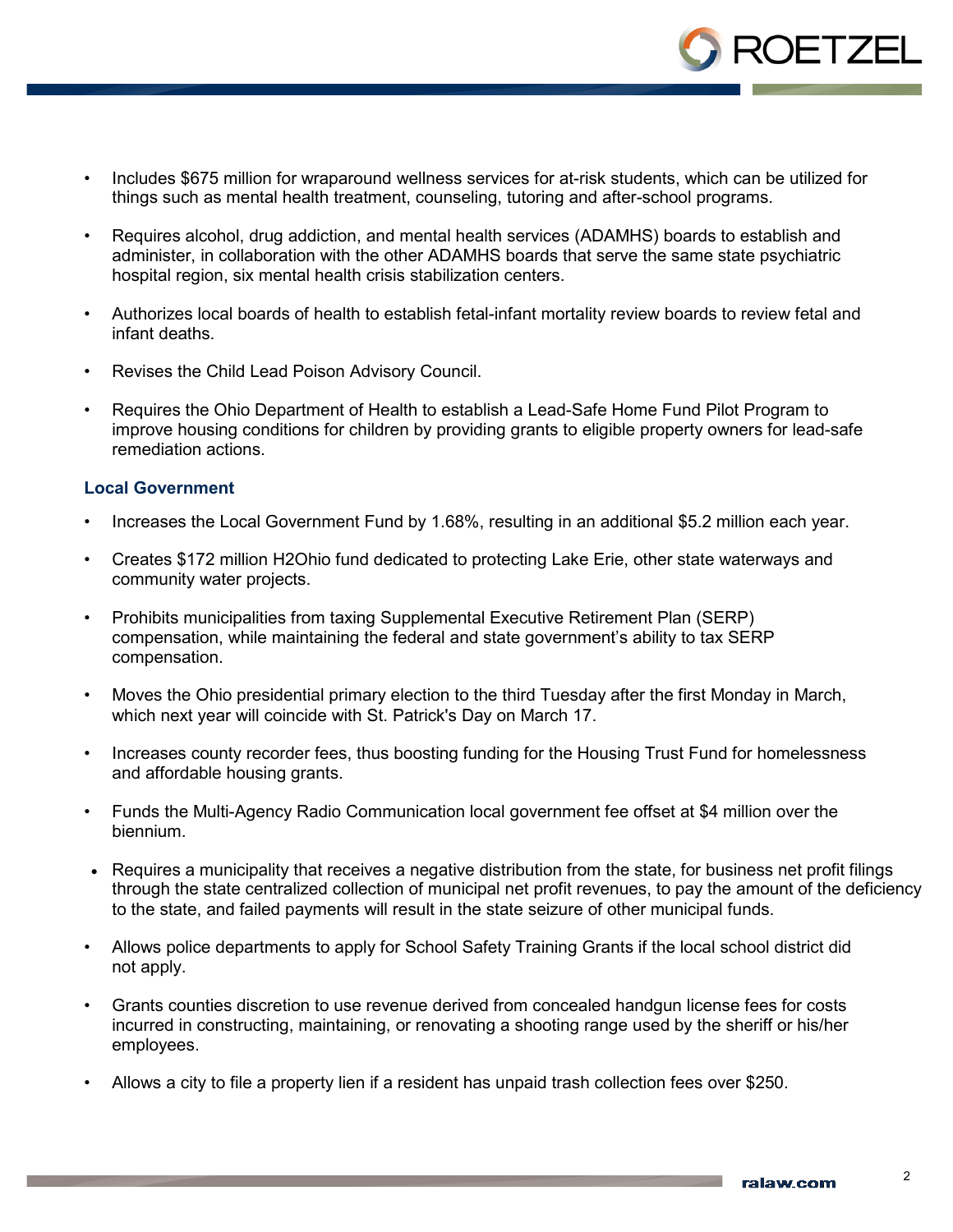- Includes $675 million for wraparound wellness services for at-risk students, which can be utilized for things such as mental health treatment, counseling, tutoring and after-school programs.
- Requires alcohol, drug addiction, and mental health services (ADAMHS) boards to establish and administer, in collaboration with the other ADAMHS boards that serve the same state psychiatric hospital region, six mental health crisis stabilization centers.
- Authorizes local boards of health to establish fetal-infant mortality review boards to review fetal and infant deaths.
- Revises the Child Lead Poison Advisory Council.
- Requires the Ohio Department of Health to establish a Lead-Safe Home Fund Pilot Program to improve housing conditions for children by providing grants to eligible property owners for lead-safe remediation actions.

### Local Government

- Increases the Local Government Fund by 1.68%, resulting in an additional $5.2 million each year.
- Creates $172 million H2Ohio fund dedicated to protecting Lake Erie, other state waterways and community water projects.
- Prohibits municipalities from taxing Supplemental Executive Retirement Plan (SERP) compensation, while maintaining the federal and state government's ability to tax SERP compensation.
- Moves the Ohio presidential primary election to the third Tuesday after the first Monday in March, which next year will coincide with St. Patrick's Day on March 17.
- Increases county recorder fees, thus boosting funding for the Housing Trust Fund for homelessness and affordable housing grants.
- Funds the Multi-Agency Radio Communication local government fee offset at $4 million over the biennium.
- Requires a municipality that receives a negative distribution from the state, for business net profit filings through the state centralized collection of municipal net profit revenues, to pay the amount of the deficiency to the state, and failed payments will result in the state seizure of other municipal funds.
- Allows police departments to apply for School Safety Training Grants if the local school district did not apply.
- Grants counties discretion to use revenue derived from concealed handgun license fees for costs incurred in constructing, maintaining, or renovating a shooting range used by the sheriff or his/her employees.
- Allows a city to file a property lien if a resident has unpaid trash collection fees over $250.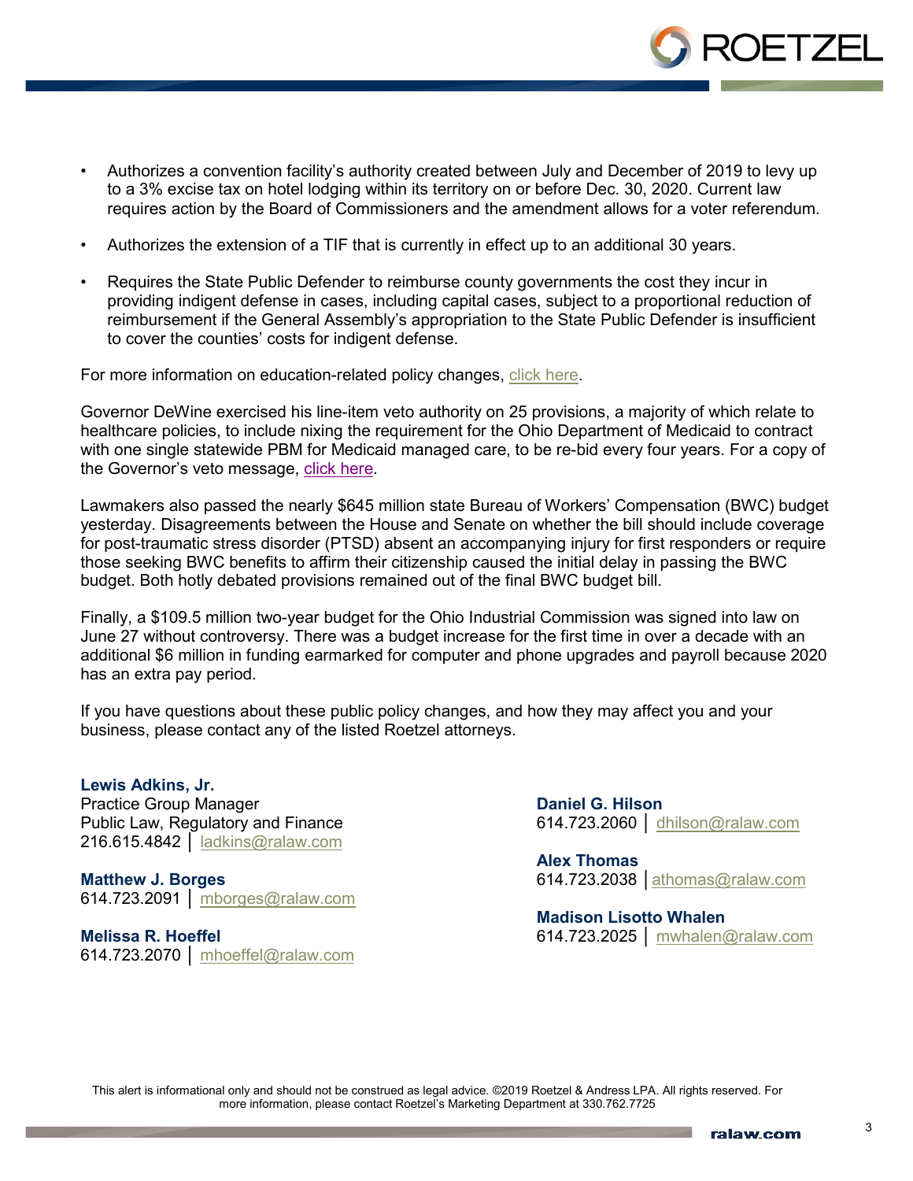- Authorizes a convention facility's authority created between July and December of 2019 to levy up to a 3% excise tax on hotel lodging within its territory on or before Dec. 30, 2020. Current law requires action by the Board of Commissioners and the amendment allows for a voter referendum.
- Authorizes the extension of a TIF that is currently in effect up to an additional 30 years.
- Requires the State Public Defender to reimburse county governments the cost they incur in providing indigent defense in cases, including capital cases, subject to a proportional reduction of reimbursement if the General Assembly's appropriation to the State Public Defender is insufficient to cover the counties' costs for indigent defense.

For more information on education-related policy changes, click here.

Governor DeWine exercised his line-item veto authority on 25 provisions, a majority of which relate to healthcare policies, to include nixing the requirement for the Ohio Department of Medicaid to contract with one single statewide PBM for Medicaid managed care, to be re-bid every four years. For a copy of the Governor's veto message, click here.

Lawmakers also passed the nearly $645 million state Bureau of Workers' Compensation (BWC) budget yesterday. Disagreements between the House and Senate on whether the bill should include coverage for post-traumatic stress disorder (PTSD) absent an accompanying injury for first responders or require those seeking BWC benefits to affirm their citizenship caused the initial delay in passing the BWC budget. Both hotly debated provisions remained out of the final BWC budget bill.

Finally, a $109.5 million two-year budget for the Ohio Industrial Commission was signed into law on June 27 without controversy. There was a budget increase for the first time in over a decade with an additional $6 million in funding earmarked for computer and phone upgrades and payroll because 2020 has an extra pay period.

If you have questions about these public policy changes, and how they may affect you and your business, please contact any of the listed Roetzel attorneys.

**Lewis Adkins, Jr.**
Practice Group Manager
Public Law, Regulatory and Finance
216.615.4842 │ ladkins@ralaw.com

**Matthew J. Borges**
614.723.2091 │ mborges@ralaw.com

**Melissa R. Hoeffel**
614.723.2070 │ mhoeffel@ralaw.com

**Daniel G. Hilson**
614.723.2060 │ dhilson@ralaw.com

**Alex Thomas**
614.723.2038 │ athomas@ralaw.com

**Madison Lisotto Whalen**
614.723.2025 │ mwhalen@ralaw.com

This alert is informational only and should not be construed as legal advice. ©2019 Roetzel & Andress LPA. All rights reserved. For more information, please contact Roetzel's Marketing Department at 330.762.7725